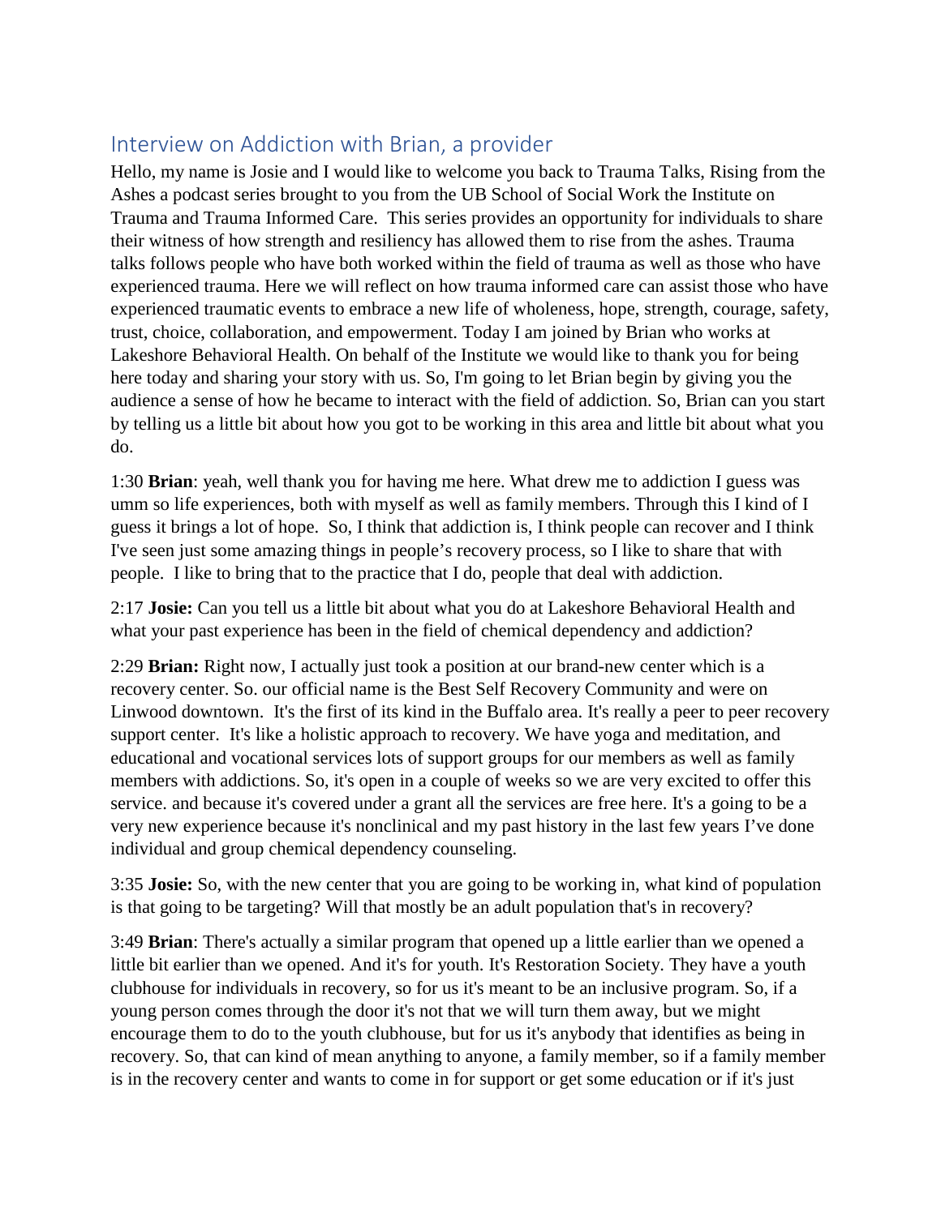## Interview on Addiction with Brian, a provider

Hello, my name is Josie and I would like to welcome you back to Trauma Talks, Rising from the Ashes a podcast series brought to you from the UB School of Social Work the Institute on Trauma and Trauma Informed Care. This series provides an opportunity for individuals to share their witness of how strength and resiliency has allowed them to rise from the ashes. Trauma talks follows people who have both worked within the field of trauma as well as those who have experienced trauma. Here we will reflect on how trauma informed care can assist those who have experienced traumatic events to embrace a new life of wholeness, hope, strength, courage, safety, trust, choice, collaboration, and empowerment. Today I am joined by Brian who works at Lakeshore Behavioral Health. On behalf of the Institute we would like to thank you for being here today and sharing your story with us. So, I'm going to let Brian begin by giving you the audience a sense of how he became to interact with the field of addiction. So, Brian can you start by telling us a little bit about how you got to be working in this area and little bit about what you do.

1:30 **Brian**: yeah, well thank you for having me here. What drew me to addiction I guess was umm so life experiences, both with myself as well as family members. Through this I kind of I guess it brings a lot of hope. So, I think that addiction is, I think people can recover and I think I've seen just some amazing things in people's recovery process, so I like to share that with people. I like to bring that to the practice that I do, people that deal with addiction.

2:17 **Josie:** Can you tell us a little bit about what you do at Lakeshore Behavioral Health and what your past experience has been in the field of chemical dependency and addiction?

2:29 **Brian:** Right now, I actually just took a position at our brand-new center which is a recovery center. So. our official name is the Best Self Recovery Community and were on Linwood downtown. It's the first of its kind in the Buffalo area. It's really a peer to peer recovery support center. It's like a holistic approach to recovery. We have yoga and meditation, and educational and vocational services lots of support groups for our members as well as family members with addictions. So, it's open in a couple of weeks so we are very excited to offer this service. and because it's covered under a grant all the services are free here. It's a going to be a very new experience because it's nonclinical and my past history in the last few years I've done individual and group chemical dependency counseling.

3:35 **Josie:** So, with the new center that you are going to be working in, what kind of population is that going to be targeting? Will that mostly be an adult population that's in recovery?

3:49 **Brian**: There's actually a similar program that opened up a little earlier than we opened a little bit earlier than we opened. And it's for youth. It's Restoration Society. They have a youth clubhouse for individuals in recovery, so for us it's meant to be an inclusive program. So, if a young person comes through the door it's not that we will turn them away, but we might encourage them to do to the youth clubhouse, but for us it's anybody that identifies as being in recovery. So, that can kind of mean anything to anyone, a family member, so if a family member is in the recovery center and wants to come in for support or get some education or if it's just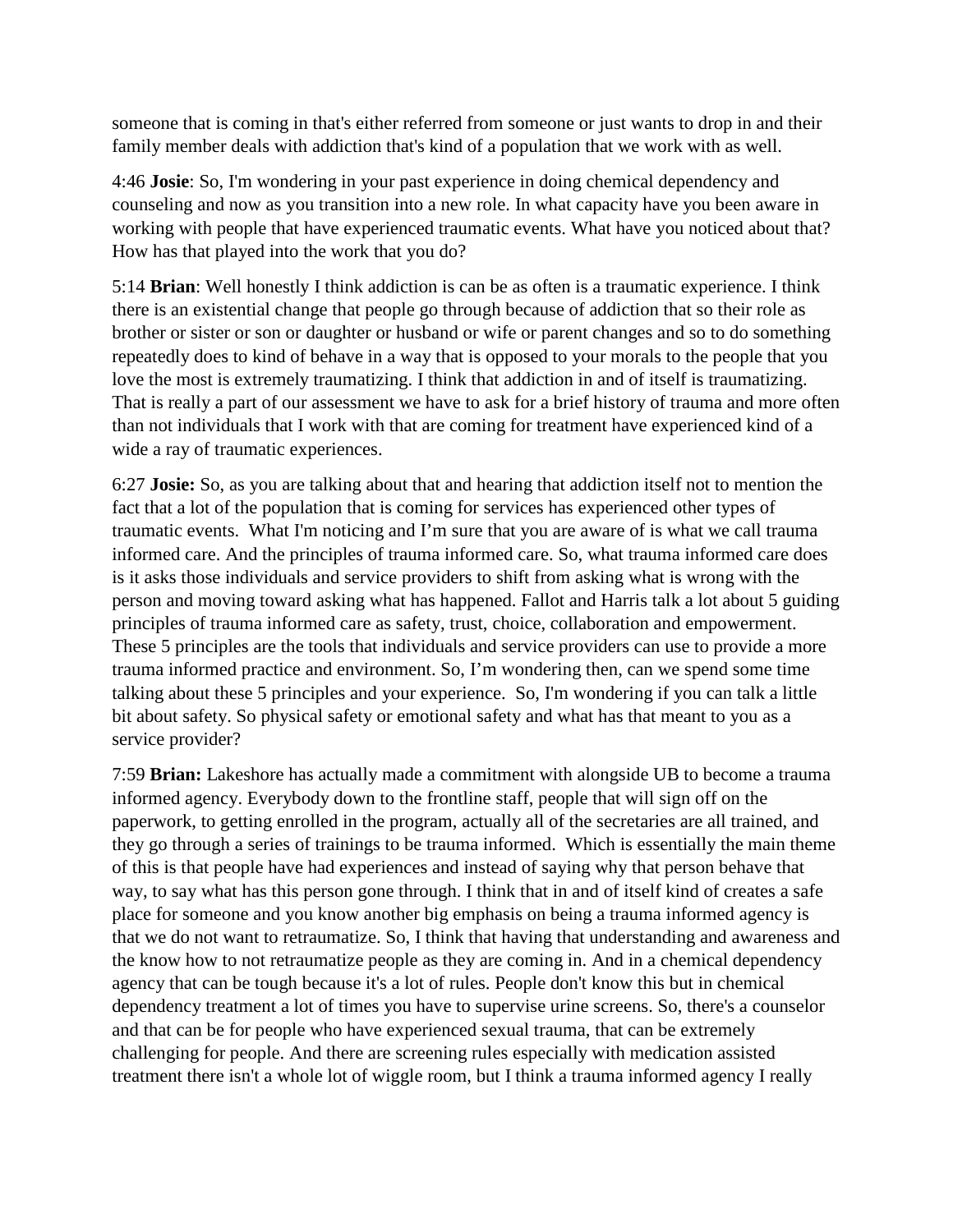someone that is coming in that's either referred from someone or just wants to drop in and their family member deals with addiction that's kind of a population that we work with as well.

4:46 **Josie**: So, I'm wondering in your past experience in doing chemical dependency and counseling and now as you transition into a new role. In what capacity have you been aware in working with people that have experienced traumatic events. What have you noticed about that? How has that played into the work that you do?

5:14 **Brian**: Well honestly I think addiction is can be as often is a traumatic experience. I think there is an existential change that people go through because of addiction that so their role as brother or sister or son or daughter or husband or wife or parent changes and so to do something repeatedly does to kind of behave in a way that is opposed to your morals to the people that you love the most is extremely traumatizing. I think that addiction in and of itself is traumatizing. That is really a part of our assessment we have to ask for a brief history of trauma and more often than not individuals that I work with that are coming for treatment have experienced kind of a wide a ray of traumatic experiences.

6:27 **Josie:** So, as you are talking about that and hearing that addiction itself not to mention the fact that a lot of the population that is coming for services has experienced other types of traumatic events. What I'm noticing and I'm sure that you are aware of is what we call trauma informed care. And the principles of trauma informed care. So, what trauma informed care does is it asks those individuals and service providers to shift from asking what is wrong with the person and moving toward asking what has happened. Fallot and Harris talk a lot about 5 guiding principles of trauma informed care as safety, trust, choice, collaboration and empowerment. These 5 principles are the tools that individuals and service providers can use to provide a more trauma informed practice and environment. So, I'm wondering then, can we spend some time talking about these 5 principles and your experience. So, I'm wondering if you can talk a little bit about safety. So physical safety or emotional safety and what has that meant to you as a service provider?

7:59 **Brian:** Lakeshore has actually made a commitment with alongside UB to become a trauma informed agency. Everybody down to the frontline staff, people that will sign off on the paperwork, to getting enrolled in the program, actually all of the secretaries are all trained, and they go through a series of trainings to be trauma informed. Which is essentially the main theme of this is that people have had experiences and instead of saying why that person behave that way, to say what has this person gone through. I think that in and of itself kind of creates a safe place for someone and you know another big emphasis on being a trauma informed agency is that we do not want to retraumatize. So, I think that having that understanding and awareness and the know how to not retraumatize people as they are coming in. And in a chemical dependency agency that can be tough because it's a lot of rules. People don't know this but in chemical dependency treatment a lot of times you have to supervise urine screens. So, there's a counselor and that can be for people who have experienced sexual trauma, that can be extremely challenging for people. And there are screening rules especially with medication assisted treatment there isn't a whole lot of wiggle room, but I think a trauma informed agency I really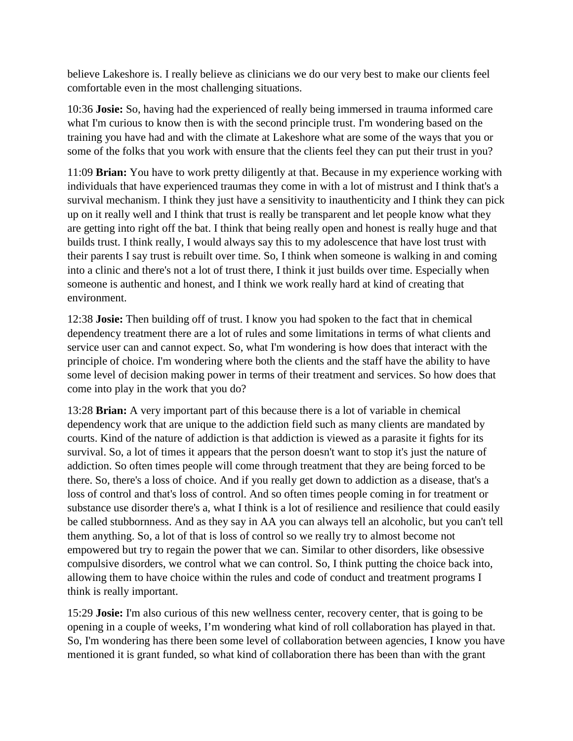believe Lakeshore is. I really believe as clinicians we do our very best to make our clients feel comfortable even in the most challenging situations.

10:36 **Josie:** So, having had the experienced of really being immersed in trauma informed care what I'm curious to know then is with the second principle trust. I'm wondering based on the training you have had and with the climate at Lakeshore what are some of the ways that you or some of the folks that you work with ensure that the clients feel they can put their trust in you?

11:09 **Brian:** You have to work pretty diligently at that. Because in my experience working with individuals that have experienced traumas they come in with a lot of mistrust and I think that's a survival mechanism. I think they just have a sensitivity to inauthenticity and I think they can pick up on it really well and I think that trust is really be transparent and let people know what they are getting into right off the bat. I think that being really open and honest is really huge and that builds trust. I think really, I would always say this to my adolescence that have lost trust with their parents I say trust is rebuilt over time. So, I think when someone is walking in and coming into a clinic and there's not a lot of trust there, I think it just builds over time. Especially when someone is authentic and honest, and I think we work really hard at kind of creating that environment.

12:38 **Josie:** Then building off of trust. I know you had spoken to the fact that in chemical dependency treatment there are a lot of rules and some limitations in terms of what clients and service user can and cannot expect. So, what I'm wondering is how does that interact with the principle of choice. I'm wondering where both the clients and the staff have the ability to have some level of decision making power in terms of their treatment and services. So how does that come into play in the work that you do?

13:28 **Brian:** A very important part of this because there is a lot of variable in chemical dependency work that are unique to the addiction field such as many clients are mandated by courts. Kind of the nature of addiction is that addiction is viewed as a parasite it fights for its survival. So, a lot of times it appears that the person doesn't want to stop it's just the nature of addiction. So often times people will come through treatment that they are being forced to be there. So, there's a loss of choice. And if you really get down to addiction as a disease, that's a loss of control and that's loss of control. And so often times people coming in for treatment or substance use disorder there's a, what I think is a lot of resilience and resilience that could easily be called stubbornness. And as they say in AA you can always tell an alcoholic, but you can't tell them anything. So, a lot of that is loss of control so we really try to almost become not empowered but try to regain the power that we can. Similar to other disorders, like obsessive compulsive disorders, we control what we can control. So, I think putting the choice back into, allowing them to have choice within the rules and code of conduct and treatment programs I think is really important.

15:29 **Josie:** I'm also curious of this new wellness center, recovery center, that is going to be opening in a couple of weeks, I'm wondering what kind of roll collaboration has played in that. So, I'm wondering has there been some level of collaboration between agencies, I know you have mentioned it is grant funded, so what kind of collaboration there has been than with the grant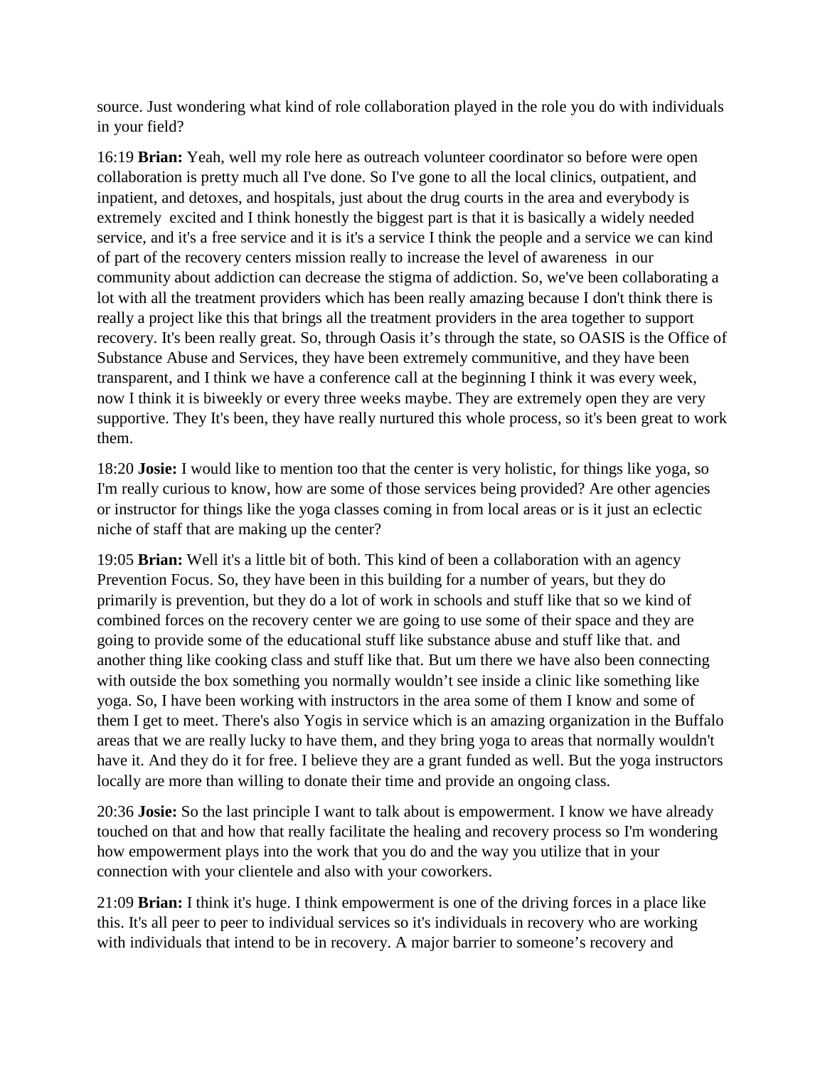source. Just wondering what kind of role collaboration played in the role you do with individuals in your field?

16:19 **Brian:** Yeah, well my role here as outreach volunteer coordinator so before were open collaboration is pretty much all I've done. So I've gone to all the local clinics, outpatient, and inpatient, and detoxes, and hospitals, just about the drug courts in the area and everybody is extremely excited and I think honestly the biggest part is that it is basically a widely needed service, and it's a free service and it is it's a service I think the people and a service we can kind of part of the recovery centers mission really to increase the level of awareness in our community about addiction can decrease the stigma of addiction. So, we've been collaborating a lot with all the treatment providers which has been really amazing because I don't think there is really a project like this that brings all the treatment providers in the area together to support recovery. It's been really great. So, through Oasis it's through the state, so OASIS is the Office of Substance Abuse and Services, they have been extremely communitive, and they have been transparent, and I think we have a conference call at the beginning I think it was every week, now I think it is biweekly or every three weeks maybe. They are extremely open they are very supportive. They It's been, they have really nurtured this whole process, so it's been great to work them.

18:20 **Josie:** I would like to mention too that the center is very holistic, for things like yoga, so I'm really curious to know, how are some of those services being provided? Are other agencies or instructor for things like the yoga classes coming in from local areas or is it just an eclectic niche of staff that are making up the center?

19:05 **Brian:** Well it's a little bit of both. This kind of been a collaboration with an agency Prevention Focus. So, they have been in this building for a number of years, but they do primarily is prevention, but they do a lot of work in schools and stuff like that so we kind of combined forces on the recovery center we are going to use some of their space and they are going to provide some of the educational stuff like substance abuse and stuff like that. and another thing like cooking class and stuff like that. But um there we have also been connecting with outside the box something you normally wouldn't see inside a clinic like something like yoga. So, I have been working with instructors in the area some of them I know and some of them I get to meet. There's also Yogis in service which is an amazing organization in the Buffalo areas that we are really lucky to have them, and they bring yoga to areas that normally wouldn't have it. And they do it for free. I believe they are a grant funded as well. But the yoga instructors locally are more than willing to donate their time and provide an ongoing class.

20:36 **Josie:** So the last principle I want to talk about is empowerment. I know we have already touched on that and how that really facilitate the healing and recovery process so I'm wondering how empowerment plays into the work that you do and the way you utilize that in your connection with your clientele and also with your coworkers.

21:09 **Brian:** I think it's huge. I think empowerment is one of the driving forces in a place like this. It's all peer to peer to individual services so it's individuals in recovery who are working with individuals that intend to be in recovery. A major barrier to someone's recovery and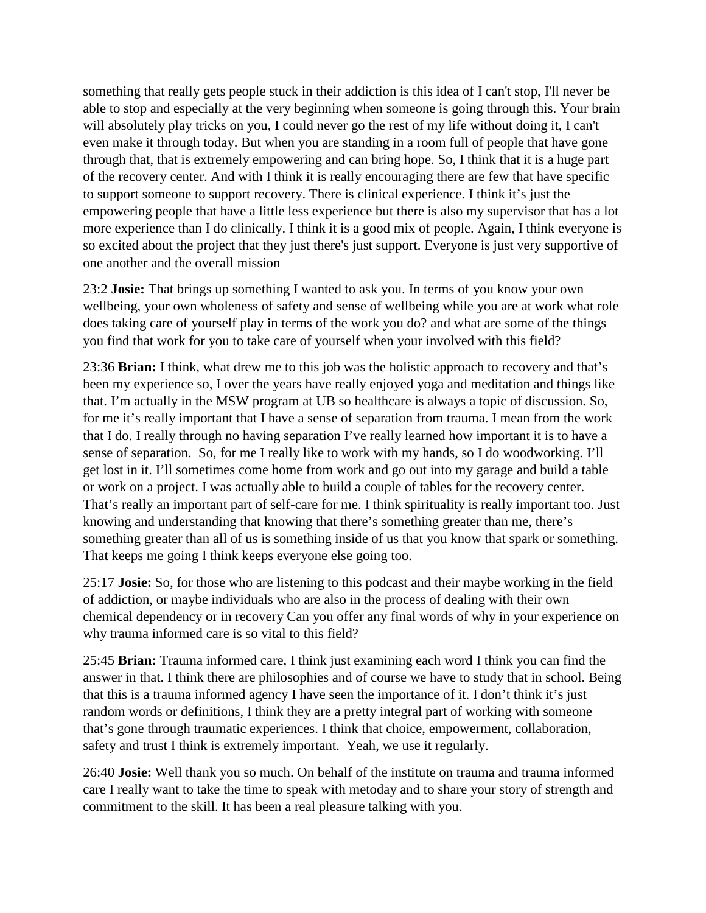something that really gets people stuck in their addiction is this idea of I can't stop, I'll never be able to stop and especially at the very beginning when someone is going through this. Your brain will absolutely play tricks on you, I could never go the rest of my life without doing it, I can't even make it through today. But when you are standing in a room full of people that have gone through that, that is extremely empowering and can bring hope. So, I think that it is a huge part of the recovery center. And with I think it is really encouraging there are few that have specific to support someone to support recovery. There is clinical experience. I think it's just the empowering people that have a little less experience but there is also my supervisor that has a lot more experience than I do clinically. I think it is a good mix of people. Again, I think everyone is so excited about the project that they just there's just support. Everyone is just very supportive of one another and the overall mission

23:2 **Josie:** That brings up something I wanted to ask you. In terms of you know your own wellbeing, your own wholeness of safety and sense of wellbeing while you are at work what role does taking care of yourself play in terms of the work you do? and what are some of the things you find that work for you to take care of yourself when your involved with this field?

23:36 **Brian:** I think, what drew me to this job was the holistic approach to recovery and that's been my experience so, I over the years have really enjoyed yoga and meditation and things like that. I'm actually in the MSW program at UB so healthcare is always a topic of discussion. So, for me it's really important that I have a sense of separation from trauma. I mean from the work that I do. I really through no having separation I've really learned how important it is to have a sense of separation. So, for me I really like to work with my hands, so I do woodworking. I'll get lost in it. I'll sometimes come home from work and go out into my garage and build a table or work on a project. I was actually able to build a couple of tables for the recovery center. That's really an important part of self-care for me. I think spirituality is really important too. Just knowing and understanding that knowing that there's something greater than me, there's something greater than all of us is something inside of us that you know that spark or something. That keeps me going I think keeps everyone else going too.

25:17 **Josie:** So, for those who are listening to this podcast and their maybe working in the field of addiction, or maybe individuals who are also in the process of dealing with their own chemical dependency or in recovery Can you offer any final words of why in your experience on why trauma informed care is so vital to this field?

25:45 **Brian:** Trauma informed care, I think just examining each word I think you can find the answer in that. I think there are philosophies and of course we have to study that in school. Being that this is a trauma informed agency I have seen the importance of it. I don't think it's just random words or definitions, I think they are a pretty integral part of working with someone that's gone through traumatic experiences. I think that choice, empowerment, collaboration, safety and trust I think is extremely important. Yeah, we use it regularly.

26:40 **Josie:** Well thank you so much. On behalf of the institute on trauma and trauma informed care I really want to take the time to speak with metoday and to share your story of strength and commitment to the skill. It has been a real pleasure talking with you.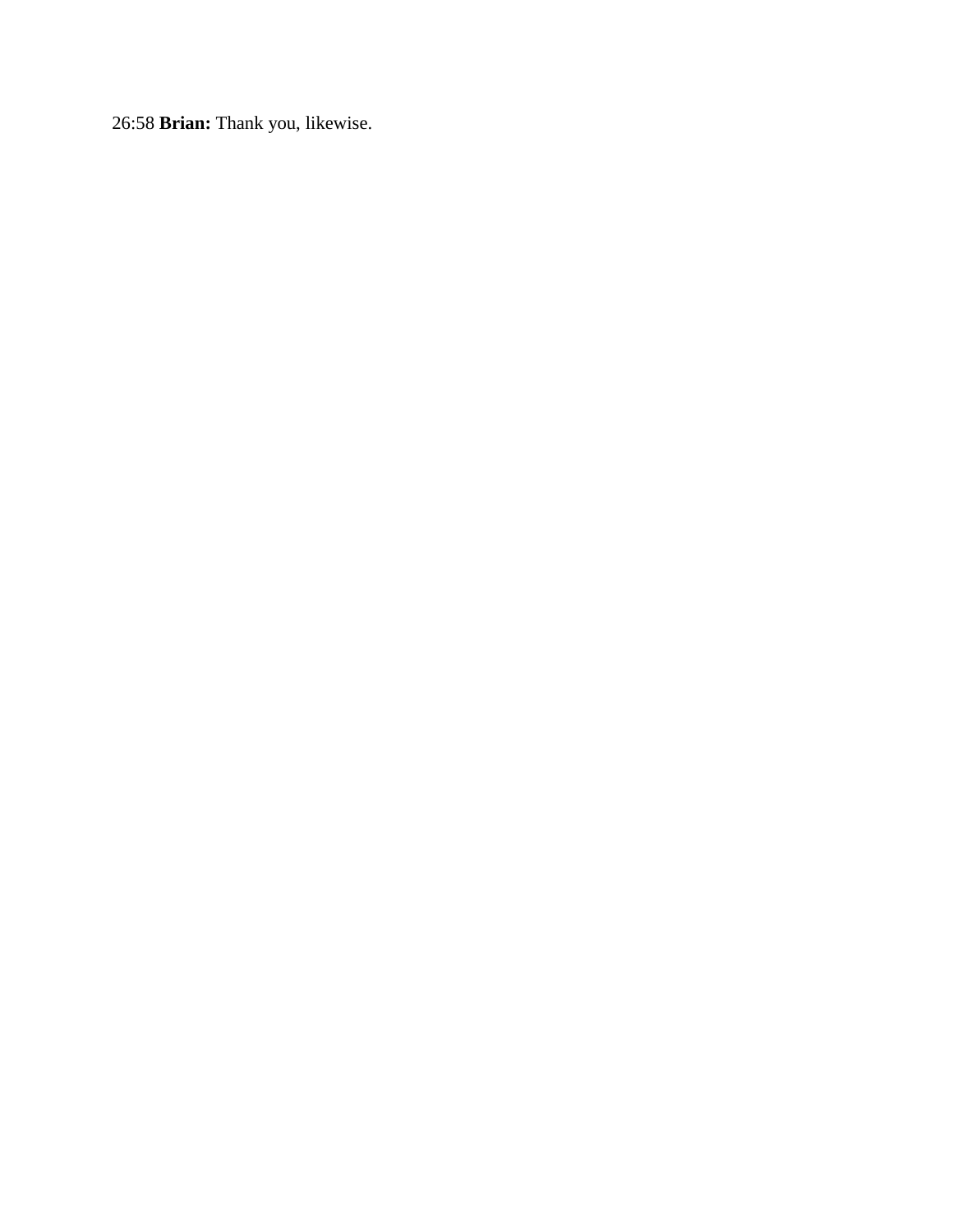26:58 **Brian:** Thank you, likewise.